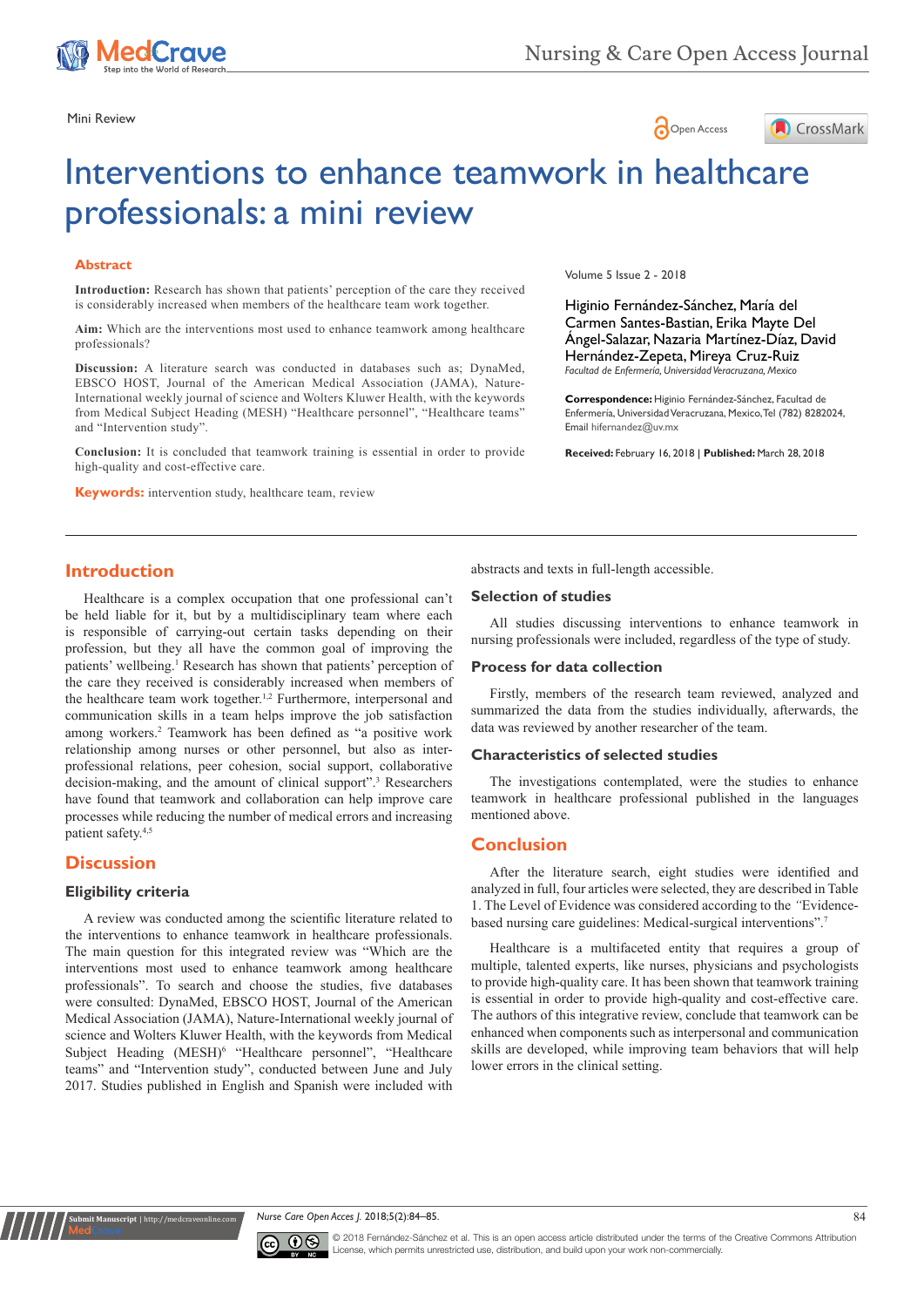Mini Review

# Interventions to enhance teamwork in healthcare professionals: a mini review

Volume 5 Issue 2 - 2018

Higinio Fernández-Sánchez, María del Carmen Santes-Bastian, Erika Mayte Del Ángel-Salazar, Nazaria Martínez-Díaz, David Hernández-Zepeta, Mireya Cruz-Ruiz

*Facultad de Enfermería, Universidad Veracruzana, Mexico*

**Correspondence:** Higinio Fernández-Sánchez, Facultad de Enfermería, Universidad Veracruzana, Mexico, Tel (782) 8282024, Email hifernandez@uv.mx

**Received:** February 16, 2018 | **Published:** March 28, 2018

## Abstract

**Introduction:** Research has shown that patients' perception of the care they received is considerably increased when members of the healthcare team work together.

**Aim:** Which are the interventions most used to enhance teamwork among healthcare professionals?

**Discussion:** A literature search was conducted in databases such as; DynaMed, EBSCO HOST, Journal of the American Medical Association (JAMA), Nature-International weekly journal of science and Wolters Kluwer Health, with the keywords from Medical Subject Heading (MESH) "Healthcare personnel", "Healthcare teams" and "Intervention study".

**Conclusion:** It is concluded that teamwork training is essential in order to provide high-quality and cost-effective care.

**Keywords:** intervention study, healthcare team, review

## Introduction

Healthcare is a complex occupation that one professional can't be held liable for it, but by a multidisciplinary team where each is responsible of carrying-out certain tasks depending on their profession, but they all have the common goal of improving the patients' wellbeing.[1] Research has shown that patients' perception of the care they received is considerably increased when members of the healthcare team work together.[1,2] Furthermore, interpersonal and communication skills in a team helps improve the job satisfaction among workers.[2] Teamwork has been defined as "a positive work relationship among nurses or other personnel, but also as inter-professional relations, peer cohesion, social support, collaborative decision-making, and the amount of clinical support".[3] Researchers have found that teamwork and collaboration can help improve care processes while reducing the number of medical errors and increasing patient safety.[4,5]

## Discussion

### Eligibility criteria

A review was conducted among the scientific literature related to the interventions to enhance teamwork in healthcare professionals. The main question for this integrated review was "Which are the interventions most used to enhance teamwork among healthcare professionals". To search and choose the studies, five databases were consulted: DynaMed, EBSCO HOST, Journal of the American Medical Association (JAMA), Nature-International weekly journal of science and Wolters Kluwer Health, with the keywords from Medical Subject Heading (MESH)[6] "Healthcare personnel", "Healthcare teams" and "Intervention study", conducted between June and July 2017. Studies published in English and Spanish were included with abstracts and texts in full-length accessible.

### Selection of studies

All studies discussing interventions to enhance teamwork in nursing professionals were included, regardless of the type of study.

### Process for data collection

Firstly, members of the research team reviewed, analyzed and summarized the data from the studies individually, afterwards, the data was reviewed by another researcher of the team.

### Characteristics of selected studies

The investigations contemplated, were the studies to enhance teamwork in healthcare professional published in the languages mentioned above.

## Conclusion

After the literature search, eight studies were identified and analyzed in full, four articles were selected, they are described in Table 1. The Level of Evidence was considered according to the *"*Evidence-based nursing care guidelines: Medical-surgical interventions".[7]

Healthcare is a multifaceted entity that requires a group of multiple, talented experts, like nurses, physicians and psychologists to provide high-quality care. It has been shown that teamwork training is essential in order to provide high-quality and cost-effective care. The authors of this integrative review, conclude that teamwork can be enhanced when components such as interpersonal and communication skills are developed, while improving team behaviors that will help lower errors in the clinical setting.

© 2018 Fernández-Sánchez et al. This is an open access article distributed under the terms of the Creative Commons Attribution License, which permits unrestricted use, distribution, and build upon your work non-commercially.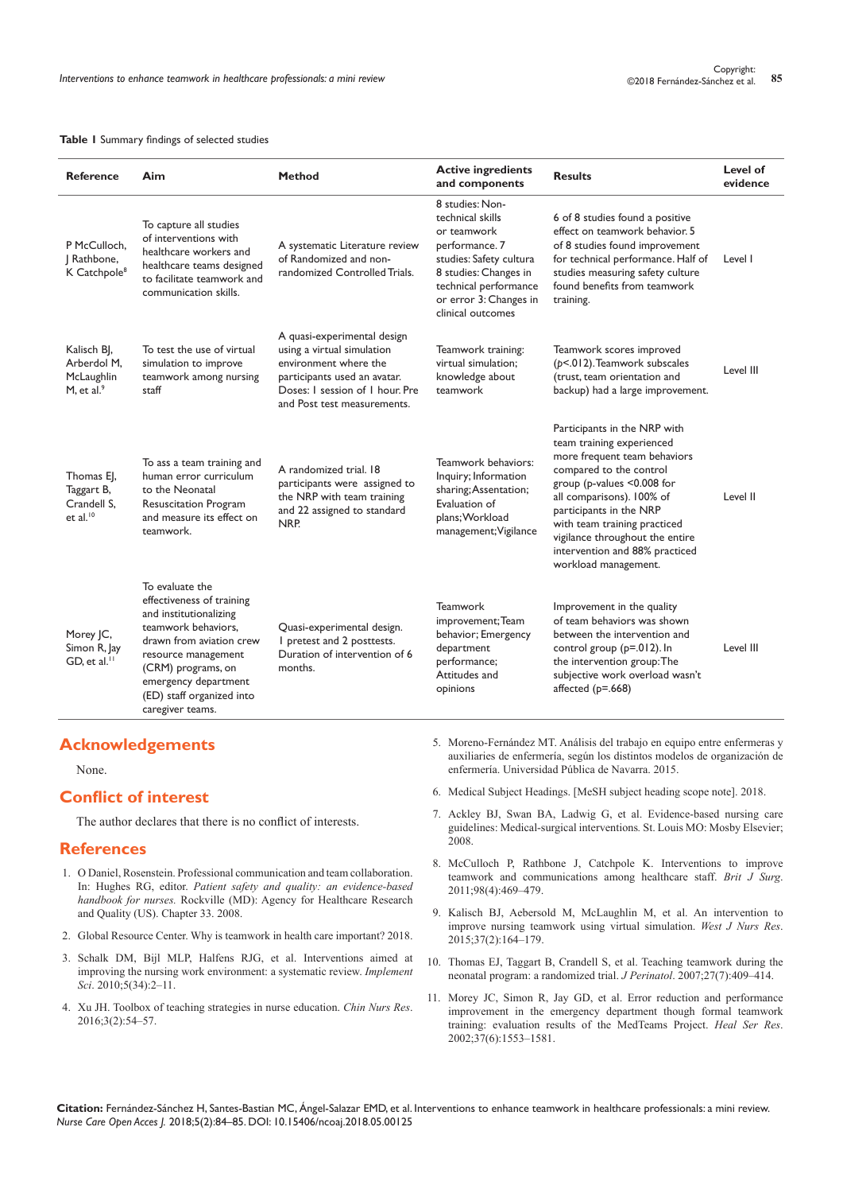Table 1 Summary findings of selected studies

| Reference | Aim | Method | Active ingredients and components | Results | Level of evidence |
|---|---|---|---|---|---|
| P McCulloch, J Rathbone, K Catchpole[8] | To capture all studies of interventions with healthcare workers and healthcare teams designed to facilitate teamwork and communication skills. | A systematic Literature review of Randomized and non-randomized Controlled Trials. | 8 studies: Non-technical skills or teamwork performance. 7 studies: Safety cultura 8 studies: Changes in technical performance or error 3: Changes in clinical outcomes | 6 of 8 studies found a positive effect on teamwork behavior. 5 of 8 studies found improvement for technical performance. Half of studies measuring safety culture found benefits from teamwork training. | Level I |
| Kalisch BJ, Arberdol M, McLaughlin M, et al.[9] | To test the use of virtual simulation to improve teamwork among nursing staff | A quasi-experimental design using a virtual simulation environment where the participants used an avatar. Doses: 1 session of 1 hour. Pre and Post test measurements. | Teamwork training: virtual simulation; knowledge about teamwork | Teamwork scores improved ($p<.012$). Teamwork subscales (trust, team orientation and backup) had a large improvement. | Level III |
| Thomas EJ, Taggart B, Crandell S, et al.[10] | To ass a team training and human error curriculum to the Neonatal Resuscitation Program and measure its effect on teamwork. | A randomized trial. 18 participants were assigned to the NRP with team training and 22 assigned to standard NRP. | Teamwork behaviors: Inquiry; Information sharing; Assentation; Evaluation of plans; Workload management; Vigilance | Participants in the NRP with team training experienced more frequent team behaviors compared to the control group (p-values <0.008 for all comparisons). 100% of participants in the NRP with team training practiced vigilance throughout the entire intervention and 88% practiced workload management. | Level II |
| Morey JC, Simon R, Jay GD, et al.[11] | To evaluate the effectiveness of training and institutionalizing teamwork behaviors, drawn from aviation crew resource management (CRM) programs, on emergency department (ED) staff organized into caregiver teams. | Quasi-experimental design. 1 pretest and 2 posttests. Duration of intervention of 6 months. | Teamwork improvement; Team behavior; Emergency department performance; Attitudes and opinions | Improvement in the quality of team behaviors was shown between the intervention and control group ($p=.012$). In the intervention group: The subjective work overload wasn't affected ($p=.668$) | Level III |

## Acknowledgements

None.

## Conflict of interest

The author declares that there is no conflict of interests.

## References

1. O Daniel, Rosenstein. Professional communication and team collaboration. In: Hughes RG, editor. *Patient safety and quality: an evidence-based handbook for nurses.* Rockville (MD): Agency for Healthcare Research and Quality (US). Chapter 33. 2008.
2. Global Resource Center. Why is teamwork in health care important? 2018.
3. Schalk DM, Bijl MLP, Halfens RJG, et al. Interventions aimed at improving the nursing work environment: a systematic review. *Implement Sci*. 2010;5(34):2–11.
4. Xu JH. Toolbox of teaching strategies in nurse education. *Chin Nurs Res*. 2016;3(2):54–57.
5. Moreno-Fernández MT. Análisis del trabajo en equipo entre enfermeras y auxiliares de enfermería, según los distintos modelos de organización de enfermería. Universidad Pública de Navarra. 2015.
6. Medical Subject Headings. [MeSH subject heading scope note]. 2018.
7. Ackley BJ, Swan BA, Ladwig G, et al. Evidence-based nursing care guidelines: Medical-surgical interventions. St. Louis MO: Mosby Elsevier; 2008.
8. McCulloch P, Rathbone J, Catchpole K. Interventions to improve teamwork and communications among healthcare staff. *Brit J Surg*. 2011;98(4):469–479.
9. Kalisch BJ, Aebersold M, McLaughlin M, et al. An intervention to improve nursing teamwork using virtual simulation. *West J Nurs Res*. 2015;37(2):164–179.
10. Thomas EJ, Taggart B, Crandell S, et al. Teaching teamwork during the neonatal program: a randomized trial. *J Perinatol*. 2007;27(7):409–414.
11. Morey JC, Simon R, Jay GD, et al. Error reduction and performance improvement in the emergency department though formal teamwork training: evaluation results of the MedTeams Project. *Heal Ser Res*. 2002;37(6):1553–1581.

**Citation:** Fernández-Sánchez H, Santes-Bastian MC, Ángel-Salazar EMD, et al. Interventions to enhance teamwork in healthcare professionals: a mini review. *Nurse Care Open Acces J.* 2018;5(2):84‒85. DOI: 10.15406/ncoaj.2018.05.00125